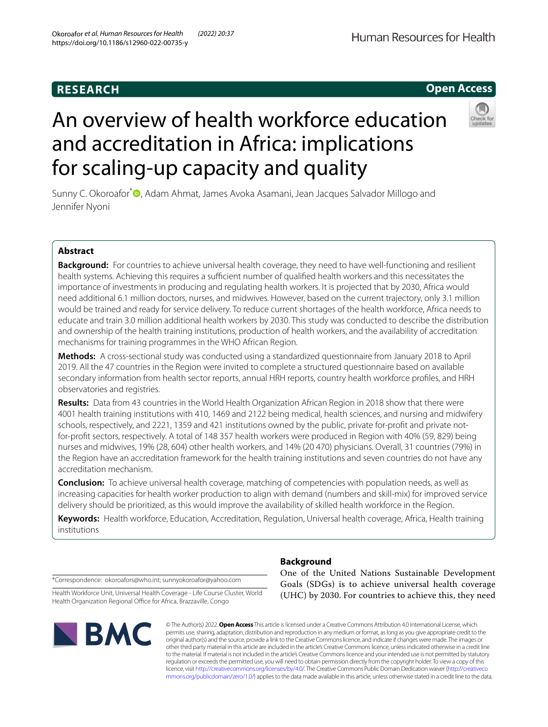RESEARCH

Open Access

# An overview of health workforce education and accreditation in Africa: implications for scaling-up capacity and quality

Sunny C. Okoroafor*, Adam Ahmat, James Avoka Asamani, Jean Jacques Salvador Millogo and Jennifer Nyoni

## Abstract

**Background:** For countries to achieve universal health coverage, they need to have well-functioning and resilient health systems. Achieving this requires a sufficient number of qualified health workers and this necessitates the importance of investments in producing and regulating health workers. It is projected that by 2030, Africa would need additional 6.1 million doctors, nurses, and midwives. However, based on the current trajectory, only 3.1 million would be trained and ready for service delivery. To reduce current shortages of the health workforce, Africa needs to educate and train 3.0 million additional health workers by 2030. This study was conducted to describe the distribution and ownership of the health training institutions, production of health workers, and the availability of accreditation mechanisms for training programmes in the WHO African Region.

**Methods:** A cross-sectional study was conducted using a standardized questionnaire from January 2018 to April 2019. All the 47 countries in the Region were invited to complete a structured questionnaire based on available secondary information from health sector reports, annual HRH reports, country health workforce profiles, and HRH observatories and registries.

**Results:** Data from 43 countries in the World Health Organization African Region in 2018 show that there were 4001 health training institutions with 410, 1469 and 2122 being medical, health sciences, and nursing and midwifery schools, respectively, and 2221, 1359 and 421 institutions owned by the public, private for-profit and private not-for-profit sectors, respectively. A total of 148 357 health workers were produced in Region with 40% (59, 829) being nurses and midwives, 19% (28, 604) other health workers, and 14% (20 470) physicians. Overall, 31 countries (79%) in the Region have an accreditation framework for the health training institutions and seven countries do not have any accreditation mechanism.

**Conclusion:** To achieve universal health coverage, matching of competencies with population needs, as well as increasing capacities for health worker production to align with demand (numbers and skill-mix) for improved service delivery should be prioritized, as this would improve the availability of skilled health workforce in the Region.

**Keywords:** Health workforce, Education, Accreditation, Regulation, Universal health coverage, Africa, Health training institutions

*Correspondence: okoroafors@who.int; sunnyokoroafor@yahoo.com

Health Workforce Unit, Universal Health Coverage - Life Course Cluster, World Health Organization Regional Office for Africa, Brazzaville, Congo

## Background

One of the United Nations Sustainable Development Goals (SDGs) is to achieve universal health coverage (UHC) by 2030. For countries to achieve this, they need

© The Author(s) 2022. **Open Access** This article is licensed under a Creative Commons Attribution 4.0 International License, which permits use, sharing, adaptation, distribution and reproduction in any medium or format, as long as you give appropriate credit to the original author(s) and the source, provide a link to the Creative Commons licence, and indicate if changes were made. The images or other third party material in this article are included in the article's Creative Commons licence, unless indicated otherwise in a credit line to the material. If material is not included in the article's Creative Commons licence and your intended use is not permitted by statutory regulation or exceeds the permitted use, you will need to obtain permission directly from the copyright holder. To view a copy of this licence, visit http://creativecommons.org/licenses/by/4.0/. The Creative Commons Public Domain Dedication waiver (http://creativecommons.org/publicdomain/zero/1.0/) applies to the data made available in this article, unless otherwise stated in a credit line to the data.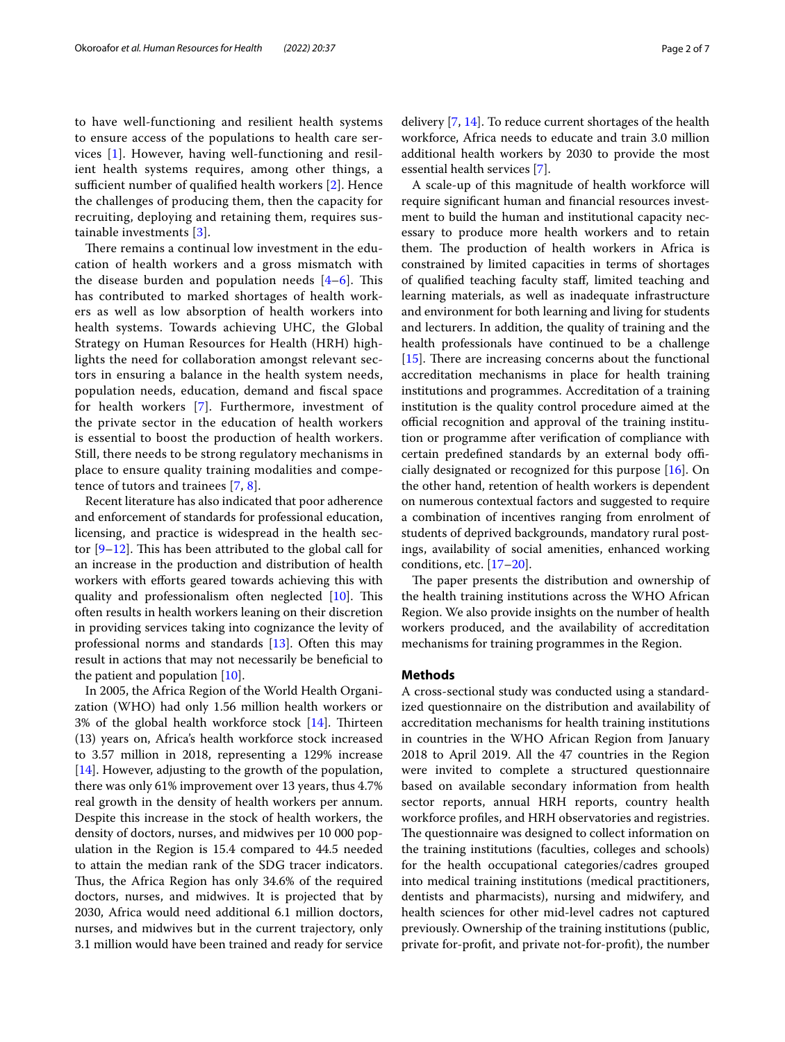to have well-functioning and resilient health systems to ensure access of the populations to health care services [1]. However, having well-functioning and resilient health systems requires, among other things, a sufficient number of qualified health workers [2]. Hence the challenges of producing them, then the capacity for recruiting, deploying and retaining them, requires sustainable investments [3].

There remains a continual low investment in the education of health workers and a gross mismatch with the disease burden and population needs [4–6]. This has contributed to marked shortages of health workers as well as low absorption of health workers into health systems. Towards achieving UHC, the Global Strategy on Human Resources for Health (HRH) highlights the need for collaboration amongst relevant sectors in ensuring a balance in the health system needs, population needs, education, demand and fiscal space for health workers [7]. Furthermore, investment of the private sector in the education of health workers is essential to boost the production of health workers. Still, there needs to be strong regulatory mechanisms in place to ensure quality training modalities and competence of tutors and trainees [7, 8].

Recent literature has also indicated that poor adherence and enforcement of standards for professional education, licensing, and practice is widespread in the health sector [9–12]. This has been attributed to the global call for an increase in the production and distribution of health workers with efforts geared towards achieving this with quality and professionalism often neglected [10]. This often results in health workers leaning on their discretion in providing services taking into cognizance the levity of professional norms and standards [13]. Often this may result in actions that may not necessarily be beneficial to the patient and population [10].

In 2005, the Africa Region of the World Health Organization (WHO) had only 1.56 million health workers or 3% of the global health workforce stock [14]. Thirteen (13) years on, Africa's health workforce stock increased to 3.57 million in 2018, representing a 129% increase [14]. However, adjusting to the growth of the population, there was only 61% improvement over 13 years, thus 4.7% real growth in the density of health workers per annum. Despite this increase in the stock of health workers, the density of doctors, nurses, and midwives per 10 000 population in the Region is 15.4 compared to 44.5 needed to attain the median rank of the SDG tracer indicators. Thus, the Africa Region has only 34.6% of the required doctors, nurses, and midwives. It is projected that by 2030, Africa would need additional 6.1 million doctors, nurses, and midwives but in the current trajectory, only 3.1 million would have been trained and ready for service delivery [7, 14]. To reduce current shortages of the health workforce, Africa needs to educate and train 3.0 million additional health workers by 2030 to provide the most essential health services [7].

A scale-up of this magnitude of health workforce will require significant human and financial resources investment to build the human and institutional capacity necessary to produce more health workers and to retain them. The production of health workers in Africa is constrained by limited capacities in terms of shortages of qualified teaching faculty staff, limited teaching and learning materials, as well as inadequate infrastructure and environment for both learning and living for students and lecturers. In addition, the quality of training and the health professionals have continued to be a challenge [15]. There are increasing concerns about the functional accreditation mechanisms in place for health training institutions and programmes. Accreditation of a training institution is the quality control procedure aimed at the official recognition and approval of the training institution or programme after verification of compliance with certain predefined standards by an external body officially designated or recognized for this purpose [16]. On the other hand, retention of health workers is dependent on numerous contextual factors and suggested to require a combination of incentives ranging from enrolment of students of deprived backgrounds, mandatory rural postings, availability of social amenities, enhanced working conditions, etc. [17–20].

The paper presents the distribution and ownership of the health training institutions across the WHO African Region. We also provide insights on the number of health workers produced, and the availability of accreditation mechanisms for training programmes in the Region.

## Methods

A cross-sectional study was conducted using a standardized questionnaire on the distribution and availability of accreditation mechanisms for health training institutions in countries in the WHO African Region from January 2018 to April 2019. All the 47 countries in the Region were invited to complete a structured questionnaire based on available secondary information from health sector reports, annual HRH reports, country health workforce profiles, and HRH observatories and registries. The questionnaire was designed to collect information on the training institutions (faculties, colleges and schools) for the health occupational categories/cadres grouped into medical training institutions (medical practitioners, dentists and pharmacists), nursing and midwifery, and health sciences for other mid-level cadres not captured previously. Ownership of the training institutions (public, private for-profit, and private not-for-profit), the number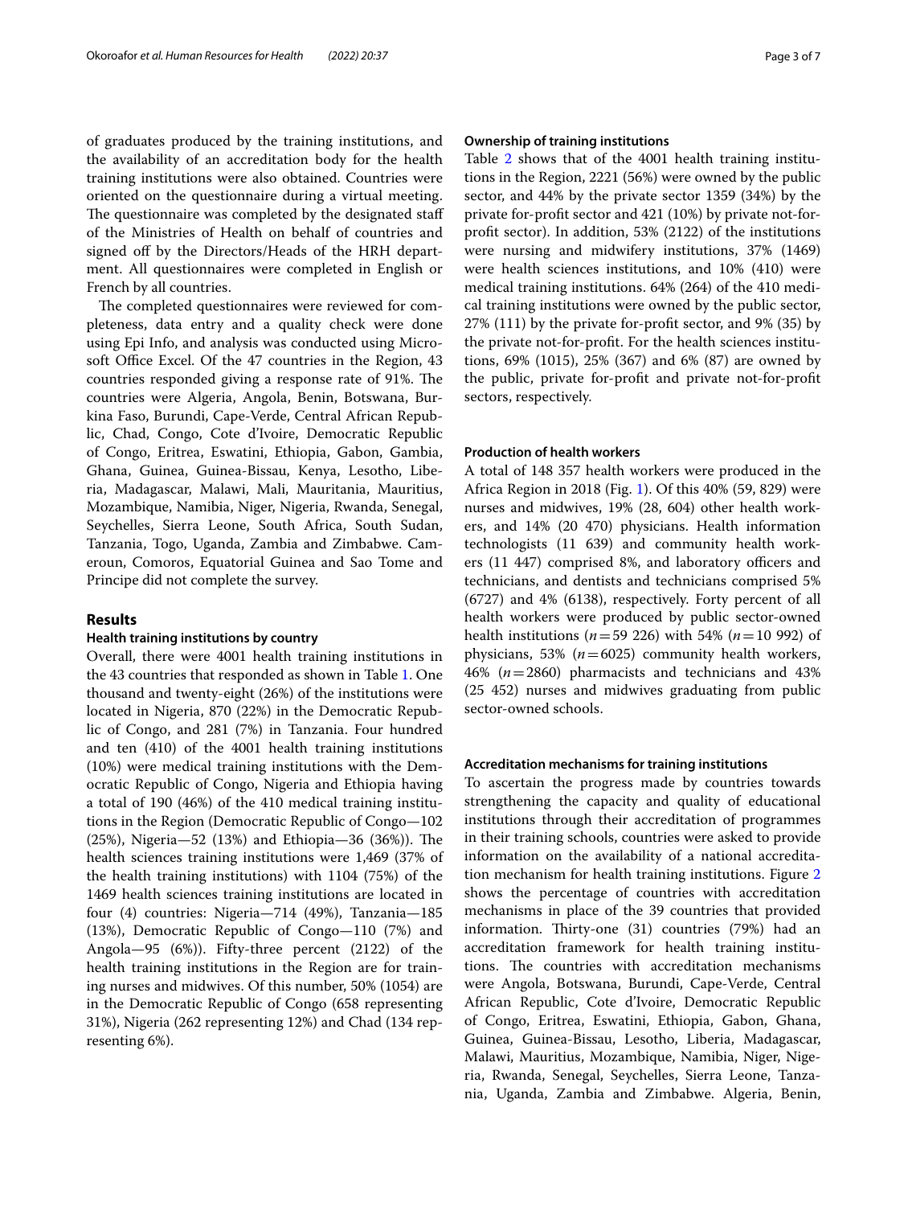of graduates produced by the training institutions, and the availability of an accreditation body for the health training institutions were also obtained. Countries were oriented on the questionnaire during a virtual meeting. The questionnaire was completed by the designated staff of the Ministries of Health on behalf of countries and signed off by the Directors/Heads of the HRH department. All questionnaires were completed in English or French by all countries.

The completed questionnaires were reviewed for completeness, data entry and a quality check were done using Epi Info, and analysis was conducted using Microsoft Office Excel. Of the 47 countries in the Region, 43 countries responded giving a response rate of 91%. The countries were Algeria, Angola, Benin, Botswana, Burkina Faso, Burundi, Cape-Verde, Central African Republic, Chad, Congo, Cote d'Ivoire, Democratic Republic of Congo, Eritrea, Eswatini, Ethiopia, Gabon, Gambia, Ghana, Guinea, Guinea-Bissau, Kenya, Lesotho, Liberia, Madagascar, Malawi, Mali, Mauritania, Mauritius, Mozambique, Namibia, Niger, Nigeria, Rwanda, Senegal, Seychelles, Sierra Leone, South Africa, South Sudan, Tanzania, Togo, Uganda, Zambia and Zimbabwe. Cameroun, Comoros, Equatorial Guinea and Sao Tome and Principe did not complete the survey.

## Results

### Health training institutions by country

Overall, there were 4001 health training institutions in the 43 countries that responded as shown in Table 1. One thousand and twenty-eight (26%) of the institutions were located in Nigeria, 870 (22%) in the Democratic Republic of Congo, and 281 (7%) in Tanzania. Four hundred and ten (410) of the 4001 health training institutions (10%) were medical training institutions with the Democratic Republic of Congo, Nigeria and Ethiopia having a total of 190 (46%) of the 410 medical training institutions in the Region (Democratic Republic of Congo—102 (25%), Nigeria—52 (13%) and Ethiopia—36 (36%)). The health sciences training institutions were 1,469 (37% of the health training institutions) with 1104 (75%) of the 1469 health sciences training institutions are located in four (4) countries: Nigeria—714 (49%), Tanzania—185 (13%), Democratic Republic of Congo—110 (7%) and Angola—95 (6%)). Fifty-three percent (2122) of the health training institutions in the Region are for training nurses and midwives. Of this number, 50% (1054) are in the Democratic Republic of Congo (658 representing 31%), Nigeria (262 representing 12%) and Chad (134 representing 6%).

### Ownership of training institutions

Table 2 shows that of the 4001 health training institutions in the Region, 2221 (56%) were owned by the public sector, and 44% by the private sector 1359 (34%) by the private for-profit sector and 421 (10%) by private not-for-profit sector). In addition, 53% (2122) of the institutions were nursing and midwifery institutions, 37% (1469) were health sciences institutions, and 10% (410) were medical training institutions. 64% (264) of the 410 medical training institutions were owned by the public sector, 27% (111) by the private for-profit sector, and 9% (35) by the private not-for-profit. For the health sciences institutions, 69% (1015), 25% (367) and 6% (87) are owned by the public, private for-profit and private not-for-profit sectors, respectively.

### Production of health workers

A total of 148 357 health workers were produced in the Africa Region in 2018 (Fig. 1). Of this 40% (59, 829) were nurses and midwives, 19% (28, 604) other health workers, and 14% (20 470) physicians. Health information technologists (11 639) and community health workers (11 447) comprised 8%, and laboratory officers and technicians, and dentists and technicians comprised 5% (6727) and 4% (6138), respectively. Forty percent of all health workers were produced by public sector-owned health institutions ($n = 59\ 226$) with 54% ($n = 10\ 992$) of physicians, 53% ($n = 6025$) community health workers, 46% ($n = 2860$) pharmacists and technicians and 43% (25 452) nurses and midwives graduating from public sector-owned schools.

### Accreditation mechanisms for training institutions

To ascertain the progress made by countries towards strengthening the capacity and quality of educational institutions through their accreditation of programmes in their training schools, countries were asked to provide information on the availability of a national accreditation mechanism for health training institutions. Figure 2 shows the percentage of countries with accreditation mechanisms in place of the 39 countries that provided information. Thirty-one (31) countries (79%) had an accreditation framework for health training institutions. The countries with accreditation mechanisms were Angola, Botswana, Burundi, Cape-Verde, Central African Republic, Cote d'Ivoire, Democratic Republic of Congo, Eritrea, Eswatini, Ethiopia, Gabon, Ghana, Guinea, Guinea-Bissau, Lesotho, Liberia, Madagascar, Malawi, Mauritius, Mozambique, Namibia, Niger, Nigeria, Rwanda, Senegal, Seychelles, Sierra Leone, Tanzania, Uganda, Zambia and Zimbabwe. Algeria, Benin,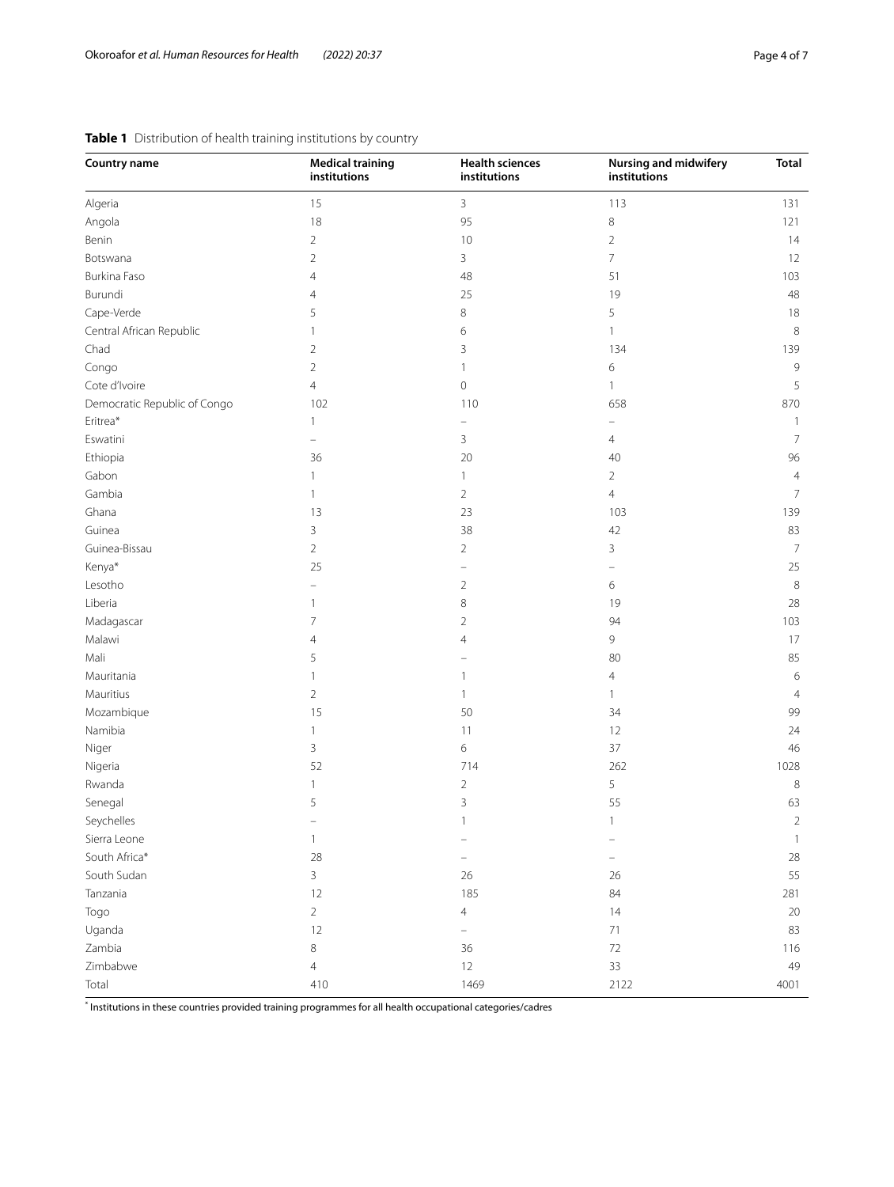**Table 1** Distribution of health training institutions by country

| Country name | Medical training institutions | Health sciences institutions | Nursing and midwifery institutions | Total |
|---|---|---|---|---|
| Algeria | 15 | 3 | 113 | 131 |
| Angola | 18 | 95 | 8 | 121 |
| Benin | 2 | 10 | 2 | 14 |
| Botswana | 2 | 3 | 7 | 12 |
| Burkina Faso | 4 | 48 | 51 | 103 |
| Burundi | 4 | 25 | 19 | 48 |
| Cape-Verde | 5 | 8 | 5 | 18 |
| Central African Republic | 1 | 6 | 1 | 8 |
| Chad | 2 | 3 | 134 | 139 |
| Congo | 2 | 1 | 6 | 9 |
| Cote d'Ivoire | 4 | 0 | 1 | 5 |
| Democratic Republic of Congo | 102 | 110 | 658 | 870 |
| Eritrea* | 1 | – | – | 1 |
| Eswatini | – | 3 | 4 | 7 |
| Ethiopia | 36 | 20 | 40 | 96 |
| Gabon | 1 | 1 | 2 | 4 |
| Gambia | 1 | 2 | 4 | 7 |
| Ghana | 13 | 23 | 103 | 139 |
| Guinea | 3 | 38 | 42 | 83 |
| Guinea-Bissau | 2 | 2 | 3 | 7 |
| Kenya* | 25 | – | – | 25 |
| Lesotho | – | 2 | 6 | 8 |
| Liberia | 1 | 8 | 19 | 28 |
| Madagascar | 7 | 2 | 94 | 103 |
| Malawi | 4 | 4 | 9 | 17 |
| Mali | 5 | – | 80 | 85 |
| Mauritania | 1 | 1 | 4 | 6 |
| Mauritius | 2 | 1 | 1 | 4 |
| Mozambique | 15 | 50 | 34 | 99 |
| Namibia | 1 | 11 | 12 | 24 |
| Niger | 3 | 6 | 37 | 46 |
| Nigeria | 52 | 714 | 262 | 1028 |
| Rwanda | 1 | 2 | 5 | 8 |
| Senegal | 5 | 3 | 55 | 63 |
| Seychelles | – | 1 | 1 | 2 |
| Sierra Leone | 1 | – | – | 1 |
| South Africa* | 28 | – | – | 28 |
| South Sudan | 3 | 26 | 26 | 55 |
| Tanzania | 12 | 185 | 84 | 281 |
| Togo | 2 | 4 | 14 | 20 |
| Uganda | 12 | – | 71 | 83 |
| Zambia | 8 | 36 | 72 | 116 |
| Zimbabwe | 4 | 12 | 33 | 49 |
| Total | 410 | 1469 | 2122 | 4001 |

* Institutions in these countries provided training programmes for all health occupational categories/cadres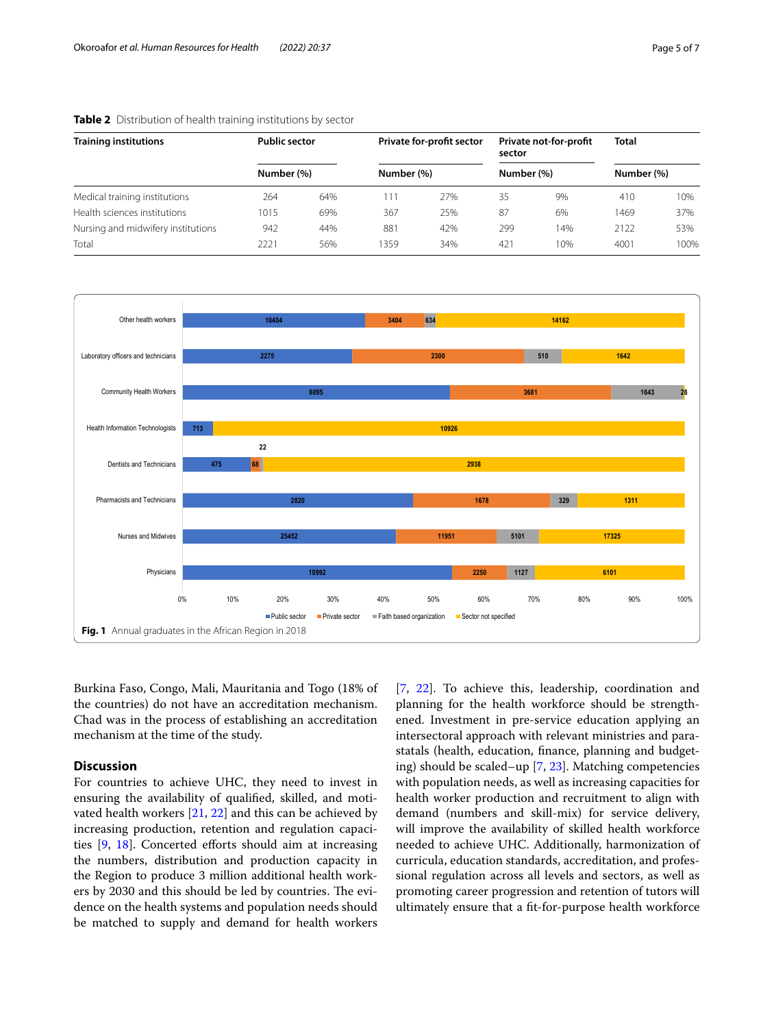**Table 2** Distribution of health training institutions by sector

| Training institutions | Public sector | | Private for-profit sector | | Private not-for-profit sector | | Total | |
|---|---|---|---|---|---|---|---|---|
| | Number (%) | | Number (%) | | Number (%) | | Number (%) | |
| Medical training institutions | 264 | 64% | 111 | 27% | 35 | 9% | 410 | 10% |
| Health sciences institutions | 1015 | 69% | 367 | 25% | 87 | 6% | 1469 | 37% |
| Nursing and midwifery institutions | 942 | 44% | 881 | 42% | 299 | 14% | 2122 | 53% |
| Total | 2221 | 56% | 1359 | 34% | 421 | 10% | 4001 | 100% |

**Fig. 1** Annual graduates in the African Region in 2018

Burkina Faso, Congo, Mali, Mauritania and Togo (18% of the countries) do not have an accreditation mechanism. Chad was in the process of establishing an accreditation mechanism at the time of the study.

## Discussion

For countries to achieve UHC, they need to invest in ensuring the availability of qualified, skilled, and motivated health workers [21, 22] and this can be achieved by increasing production, retention and regulation capacities [9, 18]. Concerted efforts should aim at increasing the numbers, distribution and production capacity in the Region to produce 3 million additional health workers by 2030 and this should be led by countries. The evidence on the health systems and population needs should be matched to supply and demand for health workers [7, 22]. To achieve this, leadership, coordination and planning for the health workforce should be strengthened. Investment in pre-service education applying an intersectoral approach with relevant ministries and parastatals (health, education, finance, planning and budgeting) should be scaled–up [7, 23]. Matching competencies with population needs, as well as increasing capacities for health worker production and recruitment to align with demand (numbers and skill-mix) for service delivery, will improve the availability of skilled health workforce needed to achieve UHC. Additionally, harmonization of curricula, education standards, accreditation, and professional regulation across all levels and sectors, as well as promoting career progression and retention of tutors will ultimately ensure that a fit-for-purpose health workforce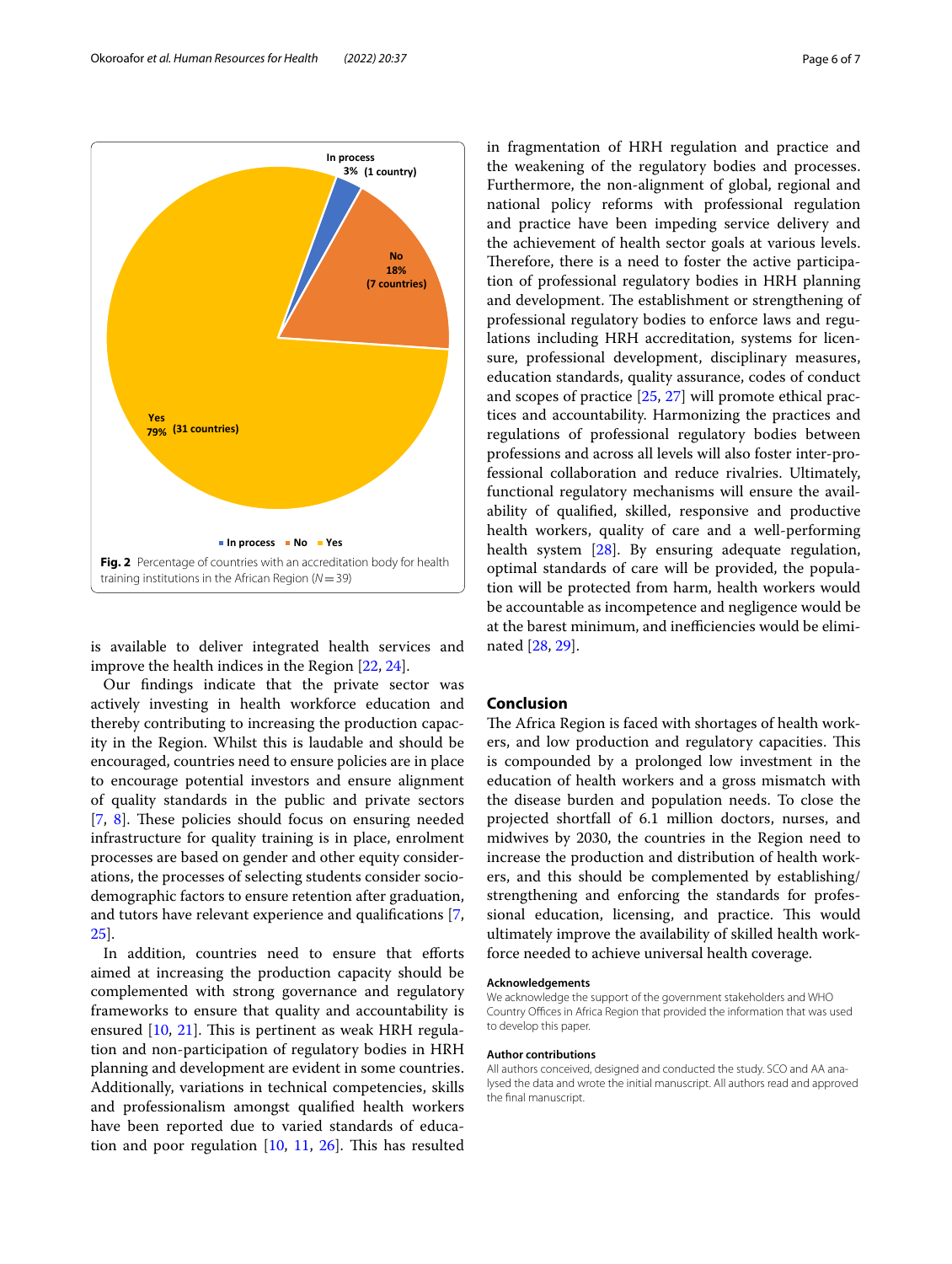Fig. 2 Percentage of countries with an accreditation body for health training institutions in the African Region ($N = 39$)

is available to deliver integrated health services and improve the health indices in the Region [22, 24].

Our findings indicate that the private sector was actively investing in health workforce education and thereby contributing to increasing the production capacity in the Region. Whilst this is laudable and should be encouraged, countries need to ensure policies are in place to encourage potential investors and ensure alignment of quality standards in the public and private sectors [7, 8]. These policies should focus on ensuring needed infrastructure for quality training is in place, enrolment processes are based on gender and other equity considerations, the processes of selecting students consider socio-demographic factors to ensure retention after graduation, and tutors have relevant experience and qualifications [7, 25].

In addition, countries need to ensure that efforts aimed at increasing the production capacity should be complemented with strong governance and regulatory frameworks to ensure that quality and accountability is ensured [10, 21]. This is pertinent as weak HRH regulation and non-participation of regulatory bodies in HRH planning and development are evident in some countries. Additionally, variations in technical competencies, skills and professionalism amongst qualified health workers have been reported due to varied standards of education and poor regulation [10, 11, 26]. This has resulted in fragmentation of HRH regulation and practice and the weakening of the regulatory bodies and processes. Furthermore, the non-alignment of global, regional and national policy reforms with professional regulation and practice have been impeding service delivery and the achievement of health sector goals at various levels. Therefore, there is a need to foster the active participation of professional regulatory bodies in HRH planning and development. The establishment or strengthening of professional regulatory bodies to enforce laws and regulations including HRH accreditation, systems for licensure, professional development, disciplinary measures, education standards, quality assurance, codes of conduct and scopes of practice [25, 27] will promote ethical practices and accountability. Harmonizing the practices and regulations of professional regulatory bodies between professions and across all levels will also foster inter-professional collaboration and reduce rivalries. Ultimately, functional regulatory mechanisms will ensure the availability of qualified, skilled, responsive and productive health workers, quality of care and a well-performing health system [28]. By ensuring adequate regulation, optimal standards of care will be provided, the population will be protected from harm, health workers would be accountable as incompetence and negligence would be at the barest minimum, and inefficiencies would be eliminated [28, 29].

## Conclusion

The Africa Region is faced with shortages of health workers, and low production and regulatory capacities. This is compounded by a prolonged low investment in the education of health workers and a gross mismatch with the disease burden and population needs. To close the projected shortfall of 6.1 million doctors, nurses, and midwives by 2030, the countries in the Region need to increase the production and distribution of health workers, and this should be complemented by establishing/strengthening and enforcing the standards for professional education, licensing, and practice. This would ultimately improve the availability of skilled health workforce needed to achieve universal health coverage.

### Acknowledgements

We acknowledge the support of the government stakeholders and WHO Country Offices in Africa Region that provided the information that was used to develop this paper.

### Author contributions

All authors conceived, designed and conducted the study. SCO and AA analysed the data and wrote the initial manuscript. All authors read and approved the final manuscript.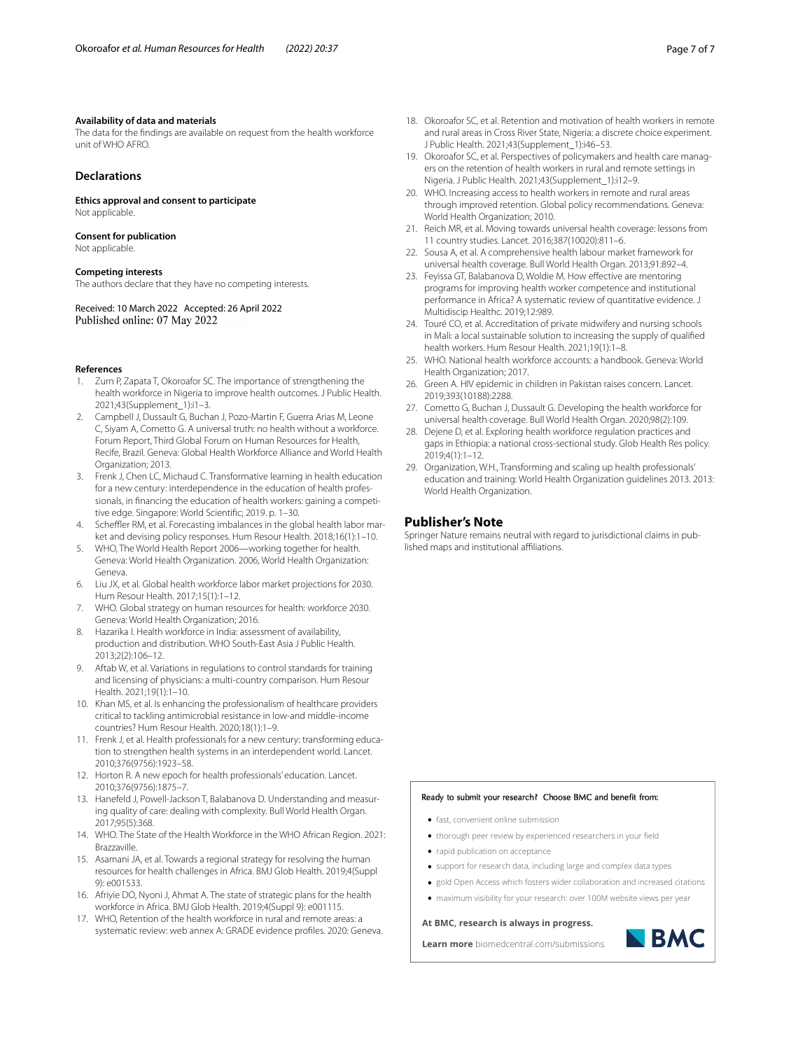**Availability of data and materials**

The data for the findings are available on request from the health workforce unit of WHO AFRO.

## Declarations

**Ethics approval and consent to participate**

Not applicable.

**Consent for publication**

Not applicable.

**Competing interests**

The authors declare that they have no competing interests.

Received: 10 March 2022 Accepted: 26 April 2022
Published online: 07 May 2022

**References**

1. Zurn P, Zapata T, Okoroafor SC. The importance of strengthening the health workforce in Nigeria to improve health outcomes. J Public Health. 2021;43(Supplement_1):i1–3.
2. Campbell J, Dussault G, Buchan J, Pozo-Martin F, Guerra Arias M, Leone C, Siyam A, Cometto G. A universal truth: no health without a workforce. Forum Report, Third Global Forum on Human Resources for Health, Recife, Brazil. Geneva: Global Health Workforce Alliance and World Health Organization; 2013.
3. Frenk J, Chen LC, Michaud C. Transformative learning in health education for a new century: interdependence in the education of health professionals, in financing the education of health workers: gaining a competitive edge. Singapore: World Scientific; 2019. p. 1–30.
4. Scheffler RM, et al. Forecasting imbalances in the global health labor market and devising policy responses. Hum Resour Health. 2018;16(1):1–10.
5. WHO, The World Health Report 2006—working together for health. Geneva: World Health Organization. 2006, World Health Organization: Geneva.
6. Liu JX, et al. Global health workforce labor market projections for 2030. Hum Resour Health. 2017;15(1):1–12.
7. WHO. Global strategy on human resources for health: workforce 2030. Geneva: World Health Organization; 2016.
8. Hazarika I. Health workforce in India: assessment of availability, production and distribution. WHO South-East Asia J Public Health. 2013;2(2):106–12.
9. Aftab W, et al. Variations in regulations to control standards for training and licensing of physicians: a multi-country comparison. Hum Resour Health. 2021;19(1):1–10.
10. Khan MS, et al. Is enhancing the professionalism of healthcare providers critical to tackling antimicrobial resistance in low-and middle-income countries? Hum Resour Health. 2020;18(1):1–9.
11. Frenk J, et al. Health professionals for a new century: transforming education to strengthen health systems in an interdependent world. Lancet. 2010;376(9756):1923–58.
12. Horton R. A new epoch for health professionals' education. Lancet. 2010;376(9756):1875–7.
13. Hanefeld J, Powell-Jackson T, Balabanova D. Understanding and measuring quality of care: dealing with complexity. Bull World Health Organ. 2017;95(5):368.
14. WHO. The State of the Health Workforce in the WHO African Region. 2021: Brazzaville.
15. Asamani JA, et al. Towards a regional strategy for resolving the human resources for health challenges in Africa. BMJ Glob Health. 2019;4(Suppl 9): e001533.
16. Afriyie DO, Nyoni J, Ahmat A. The state of strategic plans for the health workforce in Africa. BMJ Glob Health. 2019;4(Suppl 9): e001115.
17. WHO, Retention of the health workforce in rural and remote areas: a systematic review: web annex A: GRADE evidence profiles. 2020: Geneva.
18. Okoroafor SC, et al. Retention and motivation of health workers in remote and rural areas in Cross River State, Nigeria: a discrete choice experiment. J Public Health. 2021;43(Supplement_1):i46–53.
19. Okoroafor SC, et al. Perspectives of policymakers and health care managers on the retention of health workers in rural and remote settings in Nigeria. J Public Health. 2021;43(Supplement_1):i12–9.
20. WHO. Increasing access to health workers in remote and rural areas through improved retention. Global policy recommendations. Geneva: World Health Organization; 2010.
21. Reich MR, et al. Moving towards universal health coverage: lessons from 11 country studies. Lancet. 2016;387(10020):811–6.
22. Sousa A, et al. A comprehensive health labour market framework for universal health coverage. Bull World Health Organ. 2013;91:892–4.
23. Feyissa GT, Balabanova D, Woldie M. How effective are mentoring programs for improving health worker competence and institutional performance in Africa? A systematic review of quantitative evidence. J Multidiscip Healthc. 2019;12:989.
24. Touré CO, et al. Accreditation of private midwifery and nursing schools in Mali: a local sustainable solution to increasing the supply of qualified health workers. Hum Resour Health. 2021;19(1):1–8.
25. WHO. National health workforce accounts: a handbook. Geneva: World Health Organization; 2017.
26. Green A. HIV epidemic in children in Pakistan raises concern. Lancet. 2019;393(10188):2288.
27. Cometto G, Buchan J, Dussault G. Developing the health workforce for universal health coverage. Bull World Health Organ. 2020;98(2):109.
28. Dejene D, et al. Exploring health workforce regulation practices and gaps in Ethiopia: a national cross-sectional study. Glob Health Res policy. 2019;4(1):1–12.
29. Organization, W.H., Transforming and scaling up health professionals' education and training: World Health Organization guidelines 2013. 2013: World Health Organization.

## Publisher's Note

Springer Nature remains neutral with regard to jurisdictional claims in published maps and institutional affiliations.

Ready to submit your research? Choose BMC and benefit from:

- fast, convenient online submission
- thorough peer review by experienced researchers in your field
- rapid publication on acceptance
- support for research data, including large and complex data types
- gold Open Access which fosters wider collaboration and increased citations
- maximum visibility for your research: over 100M website views per year

**At BMC, research is always in progress.**

**Learn more** biomedcentral.com/submissions

BMC